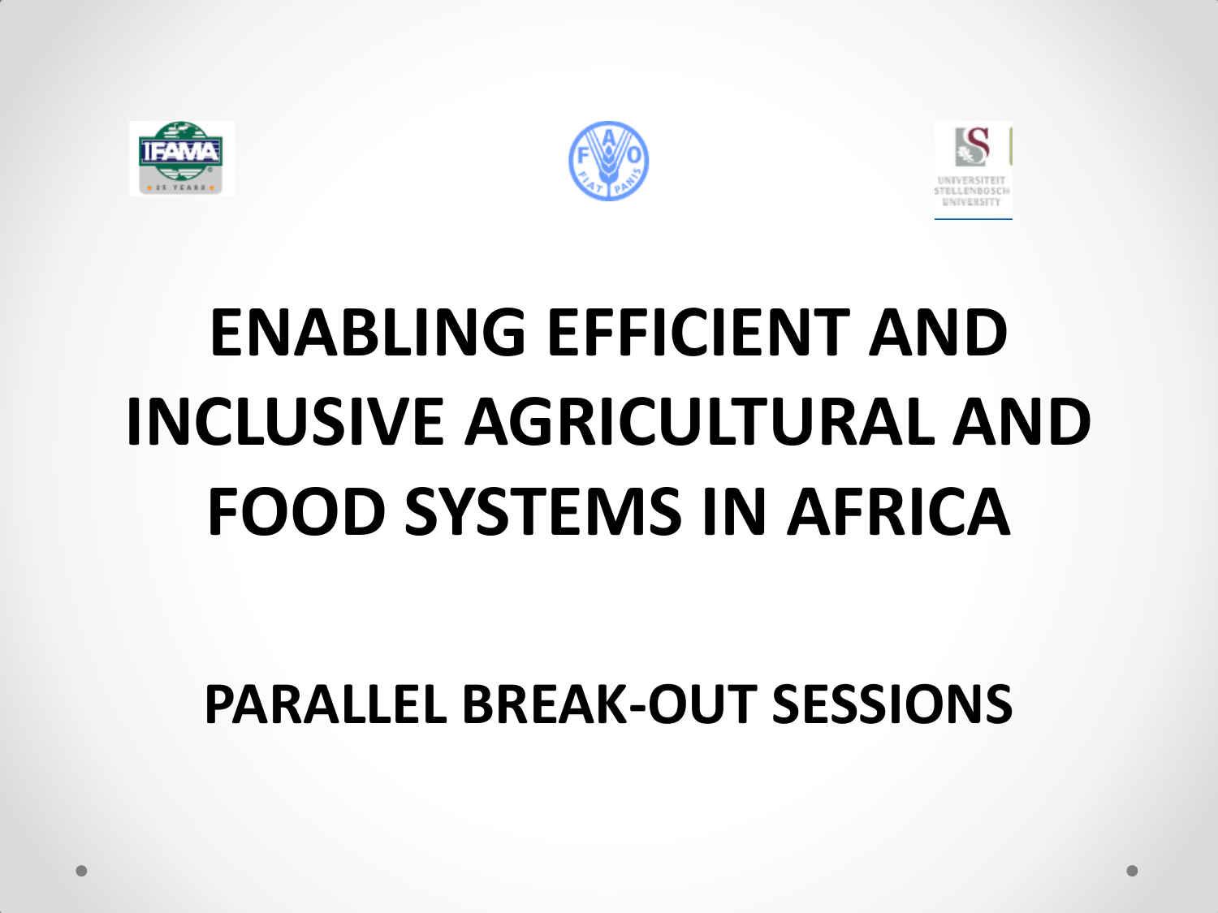# ENABLING EFFICIENT AND INCLUSIVE AGRICULTURAL AND FOOD SYSTEMS IN AFRICA

## PARALLEL BREAK-OUT SESSIONS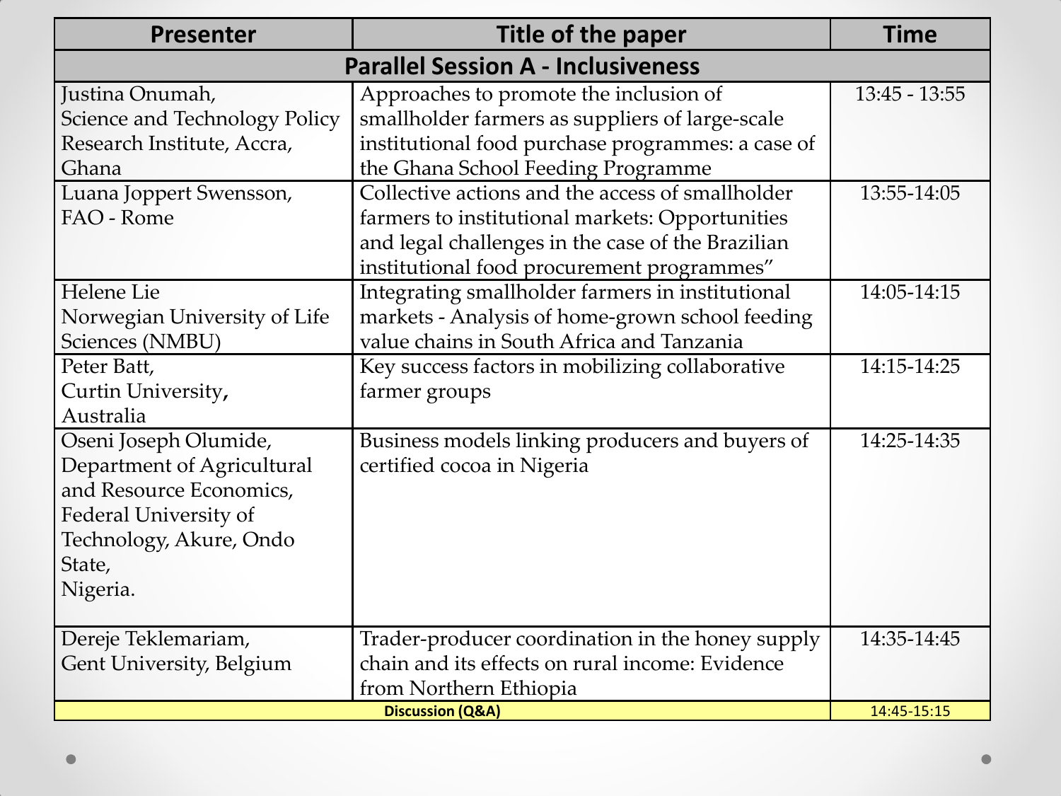| Presenter | Title of the paper | Time |
|---|---|---|
| **Parallel Session A - Inclusiveness** | | |
| Justina Onumah, Science and Technology Policy Research Institute, Accra, Ghana | Approaches to promote the inclusion of smallholder farmers as suppliers of large-scale institutional food purchase programmes: a case of the Ghana School Feeding Programme | 13:45 - 13:55 |
| Luana Joppert Swensson, FAO - Rome | Collective actions and the access of smallholder farmers to institutional markets: Opportunities and legal challenges in the case of the Brazilian institutional food procurement programmes" | 13:55-14:05 |
| Helene Lie Norwegian University of Life Sciences (NMBU) | Integrating smallholder farmers in institutional markets - Analysis of home-grown school feeding value chains in South Africa and Tanzania | 14:05-14:15 |
| Peter Batt, Curtin University, Australia | Key success factors in mobilizing collaborative farmer groups | 14:15-14:25 |
| Oseni Joseph Olumide, Department of Agricultural and Resource Economics, Federal University of Technology, Akure, Ondo State, Nigeria. | Business models linking producers and buyers of certified cocoa in Nigeria | 14:25-14:35 |
| Dereje Teklemariam, Gent University, Belgium | Trader-producer coordination in the honey supply chain and its effects on rural income: Evidence from Northern Ethiopia | 14:35-14:45 |
| **Discussion (Q&A)** | | 14:45-15:15 |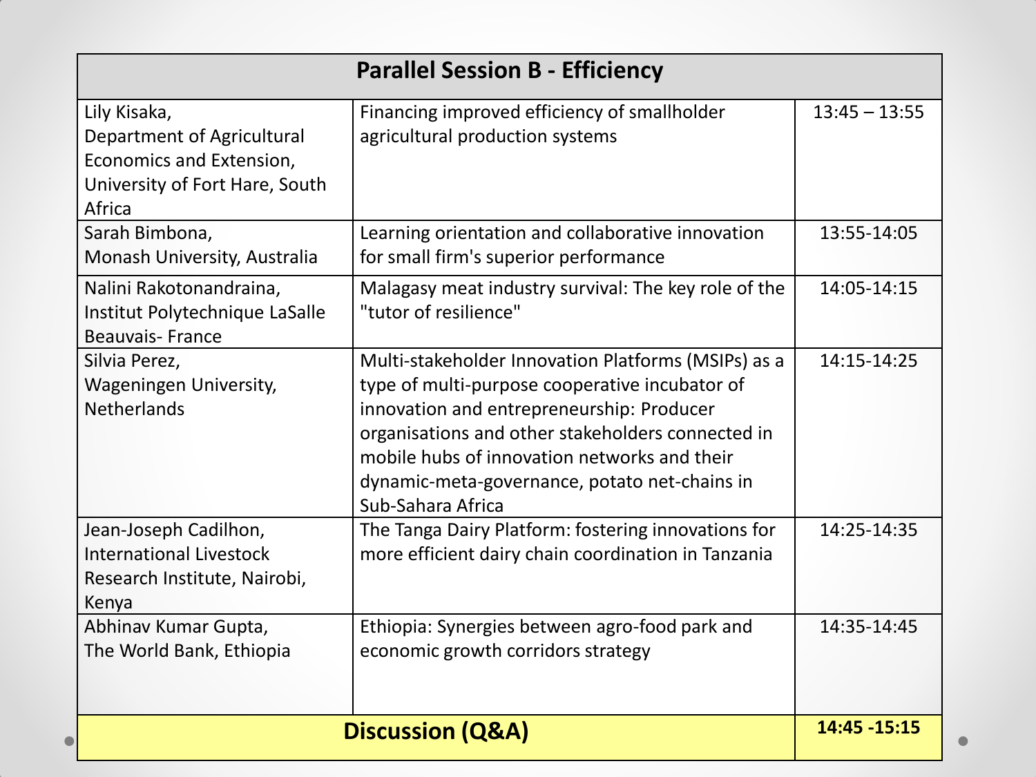## Parallel Session B - Efficiency

| Presenter | Title | Time |
|---|---|---|
| Lily Kisaka, Department of Agricultural Economics and Extension, University of Fort Hare, South Africa | Financing improved efficiency of smallholder agricultural production systems | 13:45 – 13:55 |
| Sarah Bimbona, Monash University, Australia | Learning orientation and collaborative innovation for small firm's superior performance | 13:55-14:05 |
| Nalini Rakotonandraina, Institut Polytechnique LaSalle Beauvais- France | Malagasy meat industry survival: The key role of the "tutor of resilience" | 14:05-14:15 |
| Silvia Perez, Wageningen University, Netherlands | Multi-stakeholder Innovation Platforms (MSIPs) as a type of multi-purpose cooperative incubator of innovation and entrepreneurship: Producer organisations and other stakeholders connected in mobile hubs of innovation networks and their dynamic-meta-governance, potato net-chains in Sub-Sahara Africa | 14:15-14:25 |
| Jean-Joseph Cadilhon, International Livestock Research Institute, Nairobi, Kenya | The Tanga Dairy Platform: fostering innovations for more efficient dairy chain coordination in Tanzania | 14:25-14:35 |
| Abhinav Kumar Gupta, The World Bank, Ethiopia | Ethiopia: Synergies between agro-food park and economic growth corridors strategy | 14:35-14:45 |
| **Discussion (Q&A)** | | **14:45 -15:15** |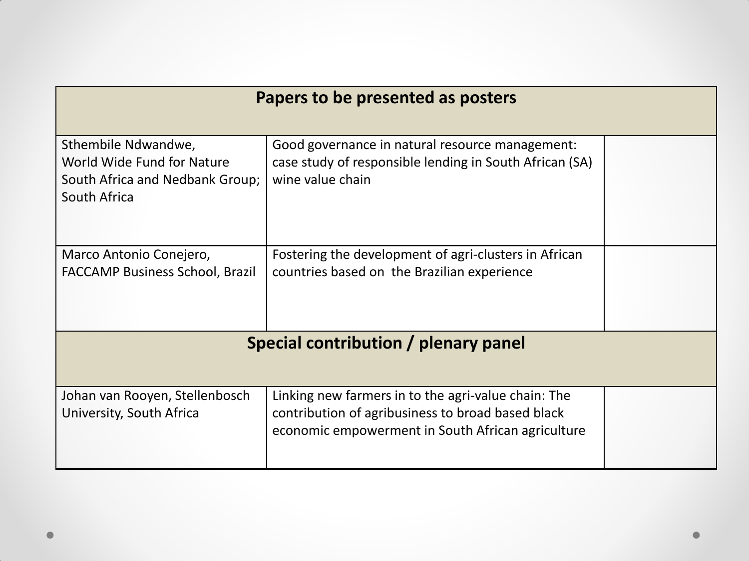| Papers to be presented as posters | | |
|---|---|---|
| Sthembile Ndwandwe, World Wide Fund for Nature South Africa and Nedbank Group; South Africa | Good governance in natural resource management: case study of responsible lending in South African (SA) wine value chain | |
| Marco Antonio Conejero, FACCAMP Business School, Brazil | Fostering the development of agri-clusters in African countries based on the Brazilian experience | |
| **Special contribution / plenary panel** | | |
| Johan van Rooyen, Stellenbosch University, South Africa | Linking new farmers in to the agri-value chain: The contribution of agribusiness to broad based black economic empowerment in South African agriculture | |